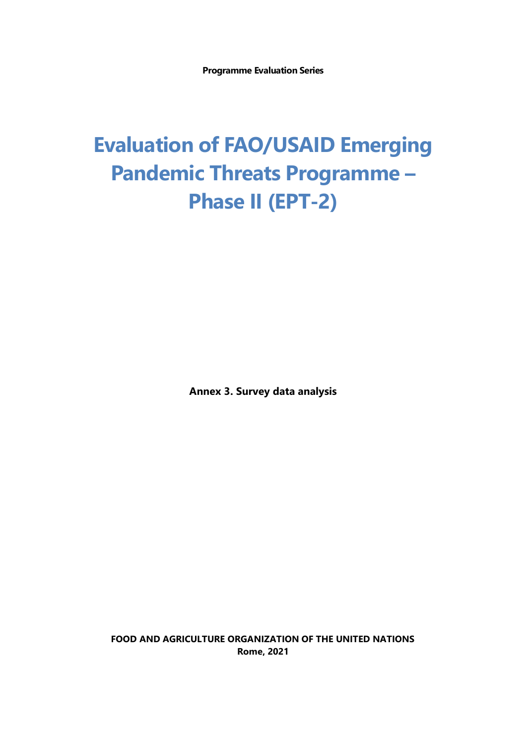**Programme Evaluation Series**

# Evaluation of FAO/USAID Emerging Pandemic Threats Programme – Phase II (EPT-2)

**Annex 3. Survey data analysis**

**FOOD AND AGRICULTURE ORGANIZATION OF THE UNITED NATIONS**
**Rome, 2021**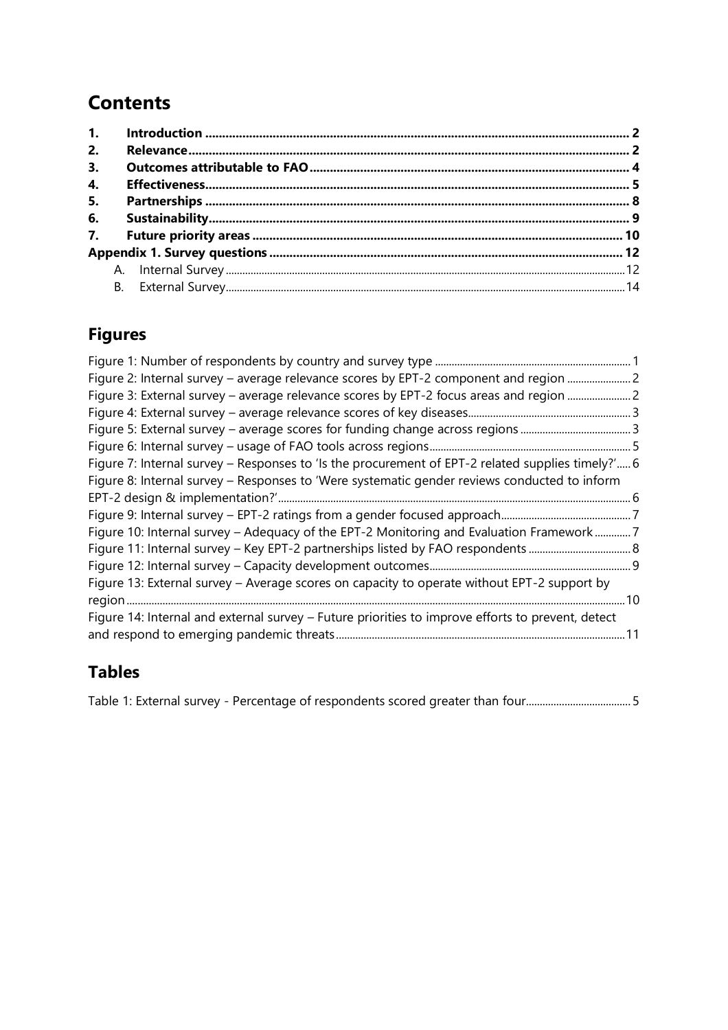# Contents

1. **Introduction** ... 2
2. **Relevance** ... 2
3. **Outcomes attributable to FAO** ... 4
4. **Effectiveness** ... 5
5. **Partnerships** ... 8
6. **Sustainability** ... 9
7. **Future priority areas** ... 10

**Appendix 1. Survey questions** ... 12

- A. Internal Survey ... 12
- B. External Survey ... 14

# Figures

Figure 1: Number of respondents by country and survey type ... 1
Figure 2: Internal survey – average relevance scores by EPT-2 component and region ... 2
Figure 3: External survey – average relevance scores by EPT-2 focus areas and region ... 2
Figure 4: External survey – average relevance scores of key diseases ... 3
Figure 5: External survey – average scores for funding change across regions ... 3
Figure 6: Internal survey – usage of FAO tools across regions ... 5
Figure 7: Internal survey – Responses to 'Is the procurement of EPT-2 related supplies timely?' ... 6
Figure 8: Internal survey – Responses to 'Were systematic gender reviews conducted to inform EPT-2 design & implementation?' ... 6
Figure 9: Internal survey – EPT-2 ratings from a gender focused approach ... 7
Figure 10: Internal survey – Adequacy of the EPT-2 Monitoring and Evaluation Framework ... 7
Figure 11: Internal survey – Key EPT-2 partnerships listed by FAO respondents ... 8
Figure 12: Internal survey – Capacity development outcomes ... 9
Figure 13: External survey – Average scores on capacity to operate without EPT-2 support by region ... 10
Figure 14: Internal and external survey – Future priorities to improve efforts to prevent, detect and respond to emerging pandemic threats ... 11

# Tables

Table 1: External survey - Percentage of respondents scored greater than four ... 5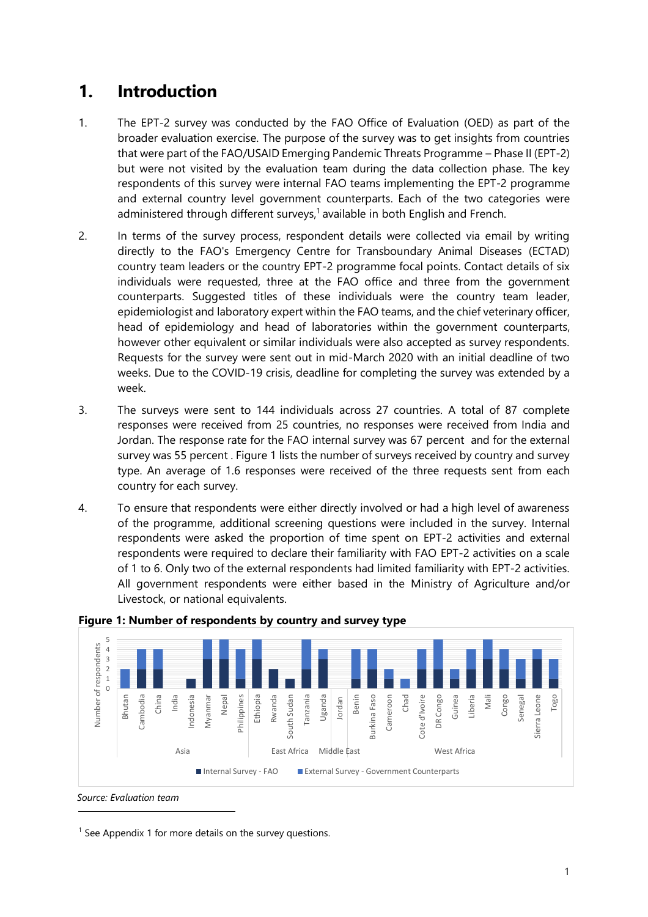# 1. Introduction

1. The EPT-2 survey was conducted by the FAO Office of Evaluation (OED) as part of the broader evaluation exercise. The purpose of the survey was to get insights from countries that were part of the FAO/USAID Emerging Pandemic Threats Programme – Phase II (EPT-2) but were not visited by the evaluation team during the data collection phase. The key respondents of this survey were internal FAO teams implementing the EPT-2 programme and external country level government counterparts. Each of the two categories were administered through different surveys,[1] available in both English and French.

2. In terms of the survey process, respondent details were collected via email by writing directly to the FAO's Emergency Centre for Transboundary Animal Diseases (ECTAD) country team leaders or the country EPT-2 programme focal points. Contact details of six individuals were requested, three at the FAO office and three from the government counterparts. Suggested titles of these individuals were the country team leader, epidemiologist and laboratory expert within the FAO teams, and the chief veterinary officer, head of epidemiology and head of laboratories within the government counterparts, however other equivalent or similar individuals were also accepted as survey respondents. Requests for the survey were sent out in mid-March 2020 with an initial deadline of two weeks. Due to the COVID-19 crisis, deadline for completing the survey was extended by a week.

3. The surveys were sent to 144 individuals across 27 countries. A total of 87 complete responses were received from 25 countries, no responses were received from India and Jordan. The response rate for the FAO internal survey was 67 percent and for the external survey was 55 percent . Figure 1 lists the number of surveys received by country and survey type. An average of 1.6 responses were received of the three requests sent from each country for each survey.

4. To ensure that respondents were either directly involved or had a high level of awareness of the programme, additional screening questions were included in the survey. Internal respondents were asked the proportion of time spent on EPT-2 activities and external respondents were required to declare their familiarity with FAO EPT-2 activities on a scale of 1 to 6. Only two of the external respondents had limited familiarity with EPT-2 activities. All government respondents were either based in the Ministry of Agriculture and/or Livestock, or national equivalents.

**Figure 1: Number of respondents by country and survey type**

*Source: Evaluation team*

[1] See Appendix 1 for more details on the survey questions.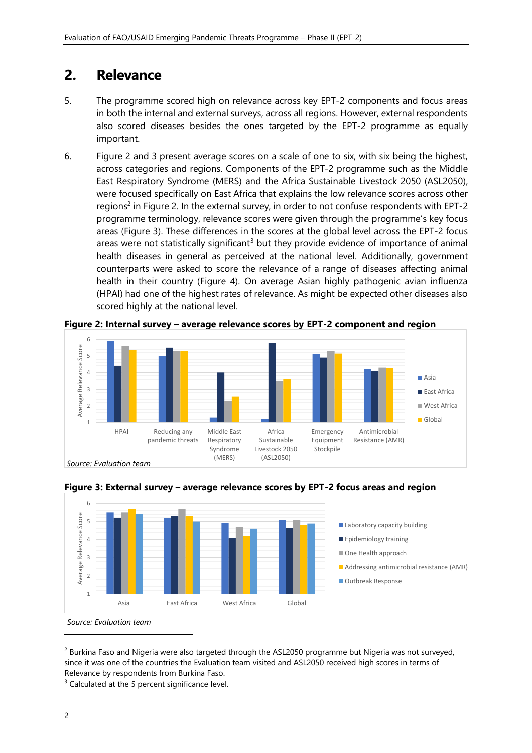## 2. Relevance

5. The programme scored high on relevance across key EPT-2 components and focus areas in both the internal and external surveys, across all regions. However, external respondents also scored diseases besides the ones targeted by the EPT-2 programme as equally important.

6. Figure 2 and 3 present average scores on a scale of one to six, with six being the highest, across categories and regions. Components of the EPT-2 programme such as the Middle East Respiratory Syndrome (MERS) and the Africa Sustainable Livestock 2050 (ASL2050), were focused specifically on East Africa that explains the low relevance scores across other regions[2] in Figure 2. In the external survey, in order to not confuse respondents with EPT-2 programme terminology, relevance scores were given through the programme's key focus areas (Figure 3). These differences in the scores at the global level across the EPT-2 focus areas were not statistically significant[3] but they provide evidence of importance of animal health diseases in general as perceived at the national level. Additionally, government counterparts were asked to score the relevance of a range of diseases affecting animal health in their country (Figure 4). On average Asian highly pathogenic avian influenza (HPAI) had one of the highest rates of relevance. As might be expected other diseases also scored highly at the national level.

**Figure 2: Internal survey – average relevance scores by EPT-2 component and region**

*Source: Evaluation team*

**Figure 3: External survey – average relevance scores by EPT-2 focus areas and region**

*Source: Evaluation team*

---

[2] Burkina Faso and Nigeria were also targeted through the ASL2050 programme but Nigeria was not surveyed, since it was one of the countries the Evaluation team visited and ASL2050 received high scores in terms of Relevance by respondents from Burkina Faso.

[3] Calculated at the 5 percent significance level.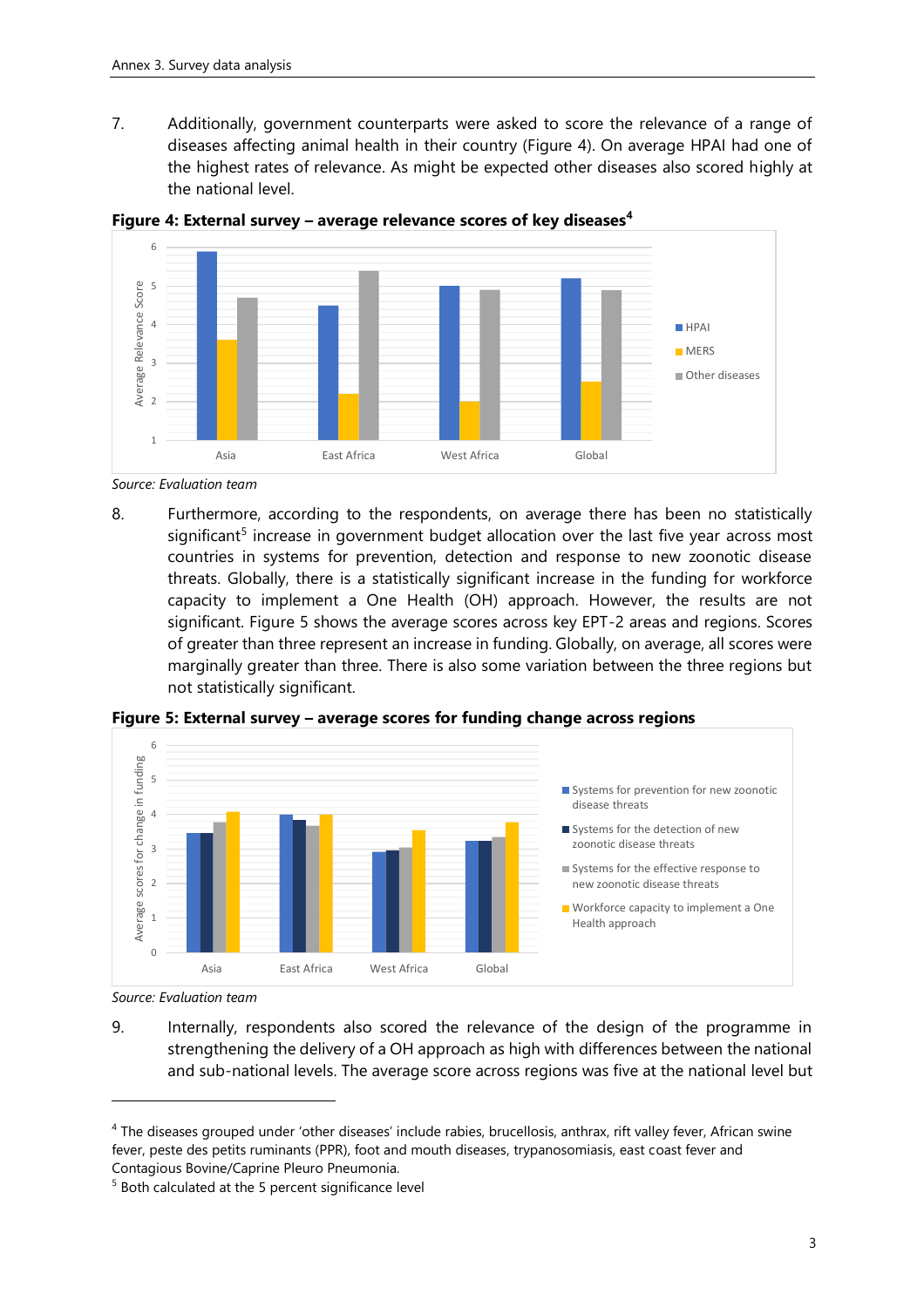7. Additionally, government counterparts were asked to score the relevance of a range of diseases affecting animal health in their country (Figure 4). On average HPAI had one of the highest rates of relevance. As might be expected other diseases also scored highly at the national level.

**Figure 4: External survey – average relevance scores of key diseases[4]**

*Source: Evaluation team*

8. Furthermore, according to the respondents, on average there has been no statistically significant[5] increase in government budget allocation over the last five year across most countries in systems for prevention, detection and response to new zoonotic disease threats. Globally, there is a statistically significant increase in the funding for workforce capacity to implement a One Health (OH) approach. However, the results are not significant. Figure 5 shows the average scores across key EPT-2 areas and regions. Scores of greater than three represent an increase in funding. Globally, on average, all scores were marginally greater than three. There is also some variation between the three regions but not statistically significant.

**Figure 5: External survey – average scores for funding change across regions**

*Source: Evaluation team*

9. Internally, respondents also scored the relevance of the design of the programme in strengthening the delivery of a OH approach as high with differences between the national and sub-national levels. The average score across regions was five at the national level but

---

[4] The diseases grouped under 'other diseases' include rabies, brucellosis, anthrax, rift valley fever, African swine fever, peste des petits ruminants (PPR), foot and mouth diseases, trypanosomiasis, east coast fever and Contagious Bovine/Caprine Pleuro Pneumonia.

[5] Both calculated at the 5 percent significance level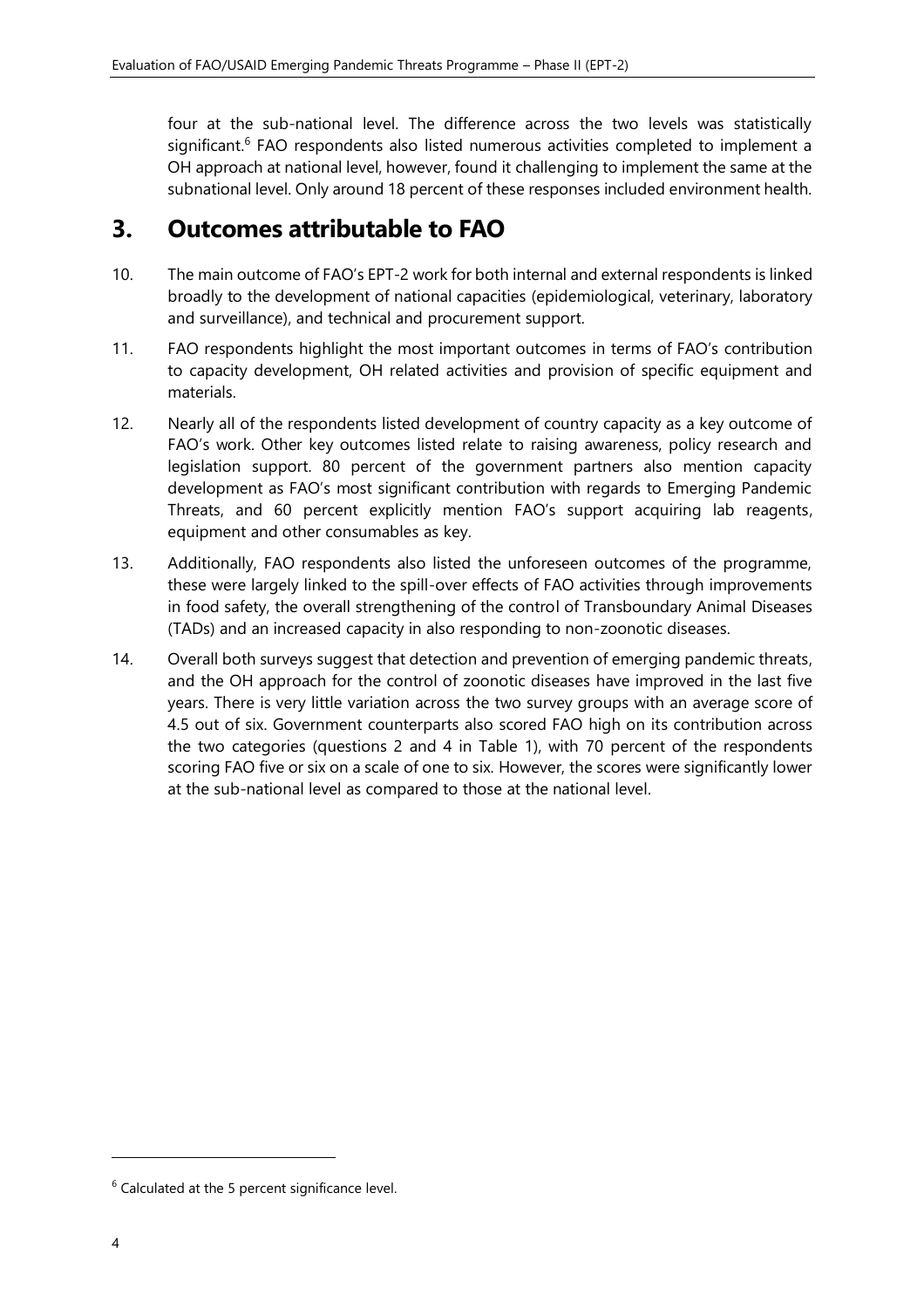four at the sub-national level. The difference across the two levels was statistically significant.[6] FAO respondents also listed numerous activities completed to implement a OH approach at national level, however, found it challenging to implement the same at the subnational level. Only around 18 percent of these responses included environment health.

# 3. Outcomes attributable to FAO

10. The main outcome of FAO's EPT-2 work for both internal and external respondents is linked broadly to the development of national capacities (epidemiological, veterinary, laboratory and surveillance), and technical and procurement support.

11. FAO respondents highlight the most important outcomes in terms of FAO's contribution to capacity development, OH related activities and provision of specific equipment and materials.

12. Nearly all of the respondents listed development of country capacity as a key outcome of FAO's work. Other key outcomes listed relate to raising awareness, policy research and legislation support. 80 percent of the government partners also mention capacity development as FAO's most significant contribution with regards to Emerging Pandemic Threats, and 60 percent explicitly mention FAO's support acquiring lab reagents, equipment and other consumables as key.

13. Additionally, FAO respondents also listed the unforeseen outcomes of the programme, these were largely linked to the spill-over effects of FAO activities through improvements in food safety, the overall strengthening of the control of Transboundary Animal Diseases (TADs) and an increased capacity in also responding to non-zoonotic diseases.

14. Overall both surveys suggest that detection and prevention of emerging pandemic threats, and the OH approach for the control of zoonotic diseases have improved in the last five years. There is very little variation across the two survey groups with an average score of 4.5 out of six. Government counterparts also scored FAO high on its contribution across the two categories (questions 2 and 4 in Table 1), with 70 percent of the respondents scoring FAO five or six on a scale of one to six. However, the scores were significantly lower at the sub-national level as compared to those at the national level.

[6] Calculated at the 5 percent significance level.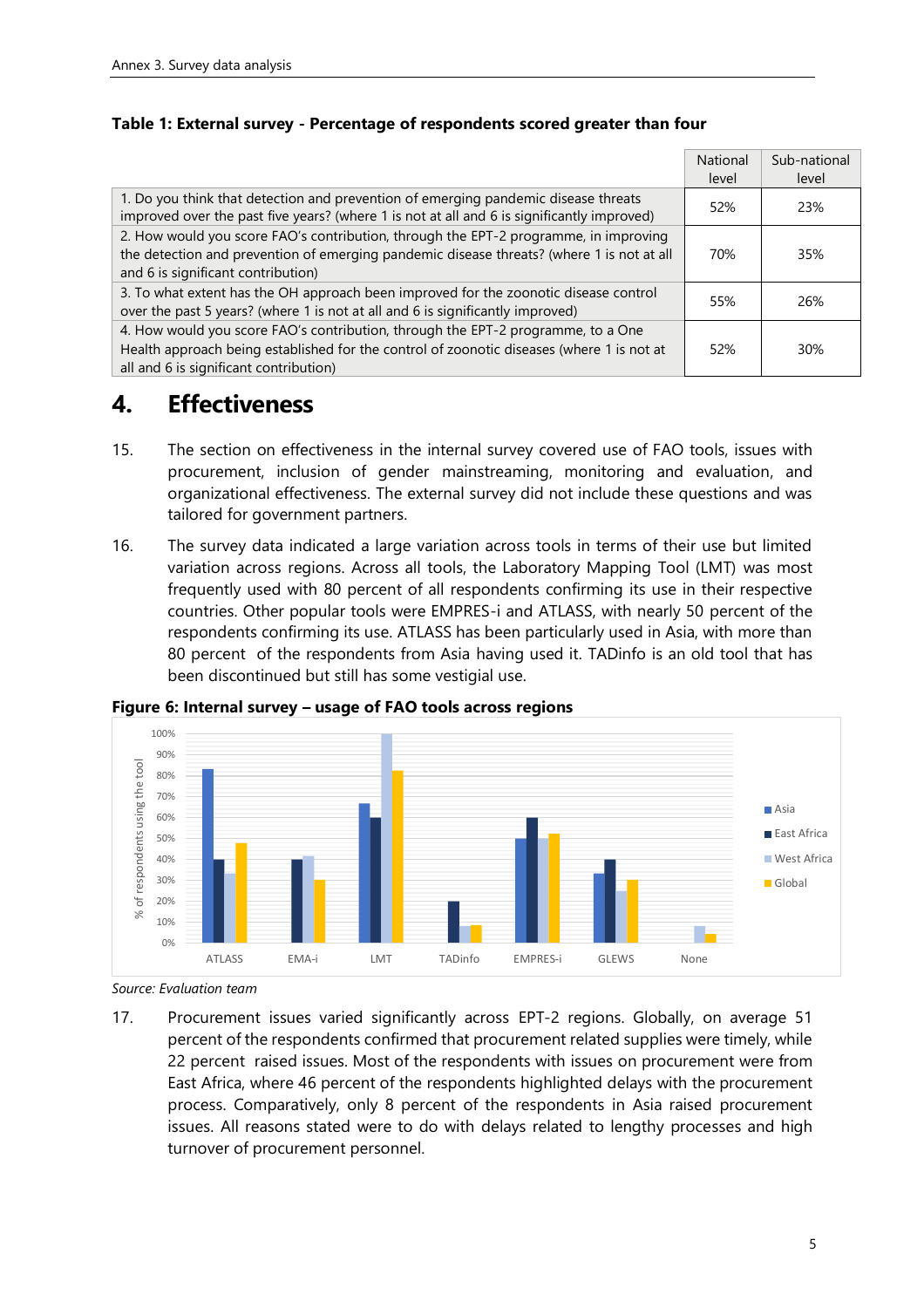**Table 1: External survey - Percentage of respondents scored greater than four**

| | National level | Sub-national level |
|---|---|---|
| 1. Do you think that detection and prevention of emerging pandemic disease threats improved over the past five years? (where 1 is not at all and 6 is significantly improved) | 52% | 23% |
| 2. How would you score FAO's contribution, through the EPT-2 programme, in improving the detection and prevention of emerging pandemic disease threats? (where 1 is not at all and 6 is significant contribution) | 70% | 35% |
| 3. To what extent has the OH approach been improved for the zoonotic disease control over the past 5 years? (where 1 is not at all and 6 is significantly improved) | 55% | 26% |
| 4. How would you score FAO's contribution, through the EPT-2 programme, to a One Health approach being established for the control of zoonotic diseases (where 1 is not at all and 6 is significant contribution) | 52% | 30% |

# 4. Effectiveness

15. The section on effectiveness in the internal survey covered use of FAO tools, issues with procurement, inclusion of gender mainstreaming, monitoring and evaluation, and organizational effectiveness. The external survey did not include these questions and was tailored for government partners.

16. The survey data indicated a large variation across tools in terms of their use but limited variation across regions. Across all tools, the Laboratory Mapping Tool (LMT) was most frequently used with 80 percent of all respondents confirming its use in their respective countries. Other popular tools were EMPRES-i and ATLASS, with nearly 50 percent of the respondents confirming its use. ATLASS has been particularly used in Asia, with more than 80 percent of the respondents from Asia having used it. TADinfo is an old tool that has been discontinued but still has some vestigial use.

**Figure 6: Internal survey – usage of FAO tools across regions**

*Source: Evaluation team*

17. Procurement issues varied significantly across EPT-2 regions. Globally, on average 51 percent of the respondents confirmed that procurement related supplies were timely, while 22 percent raised issues. Most of the respondents with issues on procurement were from East Africa, where 46 percent of the respondents highlighted delays with the procurement process. Comparatively, only 8 percent of the respondents in Asia raised procurement issues. All reasons stated were to do with delays related to lengthy processes and high turnover of procurement personnel.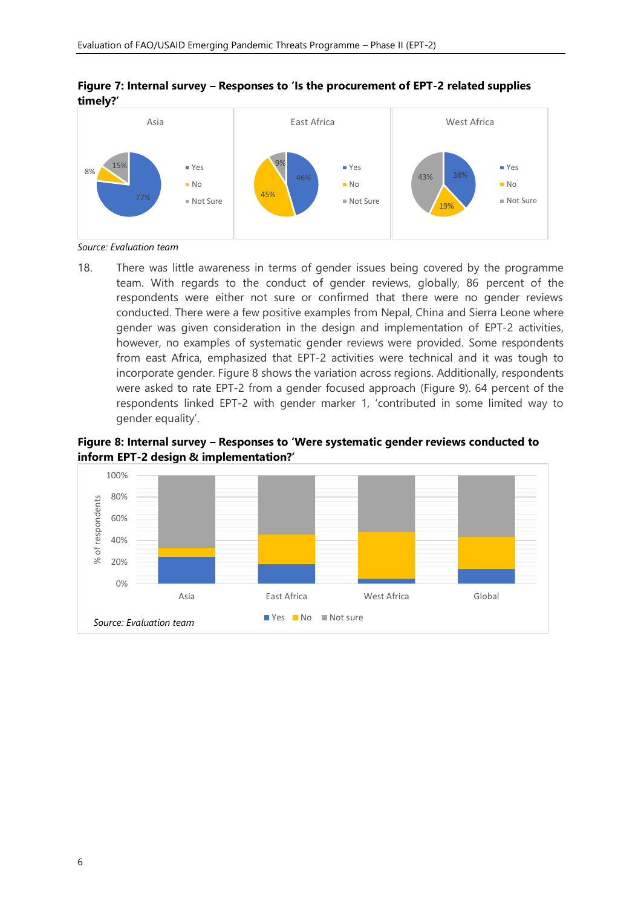**Figure 7: Internal survey – Responses to 'Is the procurement of EPT-2 related supplies timely?'**

| Region | Yes | No | Not Sure |
|---|---|---|---|
| Asia | 77% | 8% | 15% |
| East Africa | 46% | 45% | 9% |
| West Africa | 38% | 19% | 43% |

*Source: Evaluation team*

18. There was little awareness in terms of gender issues being covered by the programme team. With regards to the conduct of gender reviews, globally, 86 percent of the respondents were either not sure or confirmed that there were no gender reviews conducted. There were a few positive examples from Nepal, China and Sierra Leone where gender was given consideration in the design and implementation of EPT-2 activities, however, no examples of systematic gender reviews were provided. Some respondents from east Africa, emphasized that EPT-2 activities were technical and it was tough to incorporate gender. Figure 8 shows the variation across regions. Additionally, respondents were asked to rate EPT-2 from a gender focused approach (Figure 9). 64 percent of the respondents linked EPT-2 with gender marker 1, 'contributed in some limited way to gender equality'.

**Figure 8: Internal survey – Responses to 'Were systematic gender reviews conducted to inform EPT-2 design & implementation?'**

*Source: Evaluation team*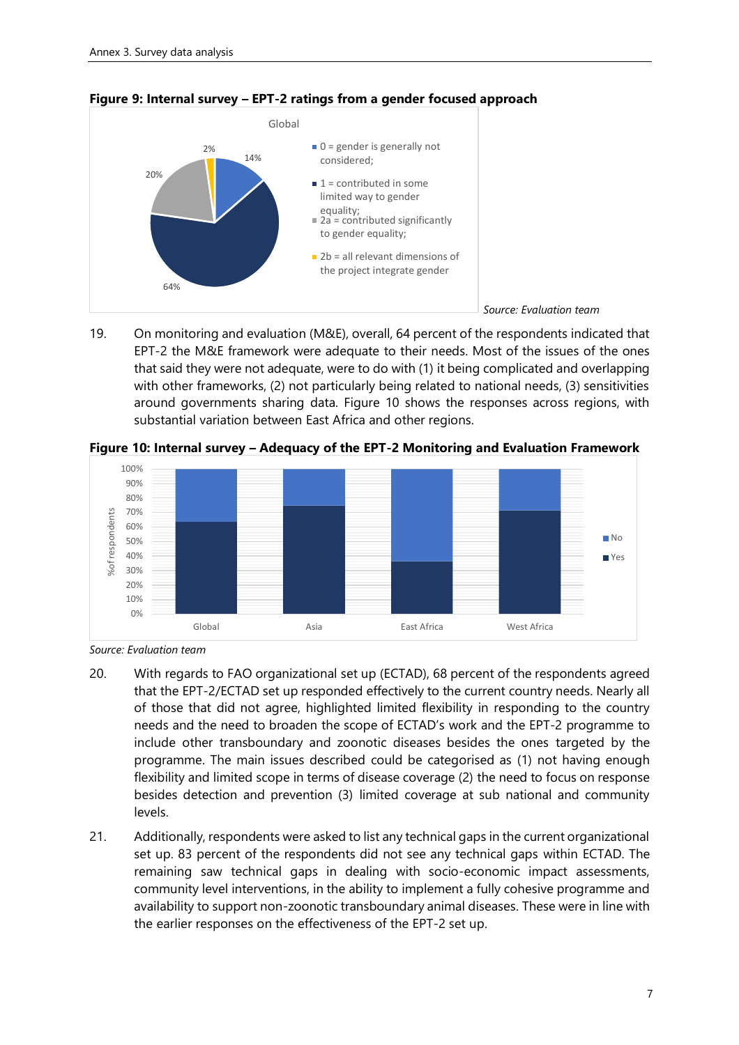**Figure 9: Internal survey – EPT-2 ratings from a gender focused approach**

Global

- 0 = gender is generally not considered; 14%
- 1 = contributed in some limited way to gender equality; 64%
- 2a = contributed significantly to gender equality; 20%
- 2b = all relevant dimensions of the project integrate gender 2%

*Source: Evaluation team*

19. On monitoring and evaluation (M&E), overall, 64 percent of the respondents indicated that EPT-2 the M&E framework were adequate to their needs. Most of the issues of the ones that said they were not adequate, were to do with (1) it being complicated and overlapping with other frameworks, (2) not particularly being related to national needs, (3) sensitivities around governments sharing data. Figure 10 shows the responses across regions, with substantial variation between East Africa and other regions.

**Figure 10: Internal survey – Adequacy of the EPT-2 Monitoring and Evaluation Framework**

*Source: Evaluation team*

20. With regards to FAO organizational set up (ECTAD), 68 percent of the respondents agreed that the EPT-2/ECTAD set up responded effectively to the current country needs. Nearly all of those that did not agree, highlighted limited flexibility in responding to the country needs and the need to broaden the scope of ECTAD's work and the EPT-2 programme to include other transboundary and zoonotic diseases besides the ones targeted by the programme. The main issues described could be categorised as (1) not having enough flexibility and limited scope in terms of disease coverage (2) the need to focus on response besides detection and prevention (3) limited coverage at sub national and community levels.

21. Additionally, respondents were asked to list any technical gaps in the current organizational set up. 83 percent of the respondents did not see any technical gaps within ECTAD. The remaining saw technical gaps in dealing with socio-economic impact assessments, community level interventions, in the ability to implement a fully cohesive programme and availability to support non-zoonotic transboundary animal diseases. These were in line with the earlier responses on the effectiveness of the EPT-2 set up.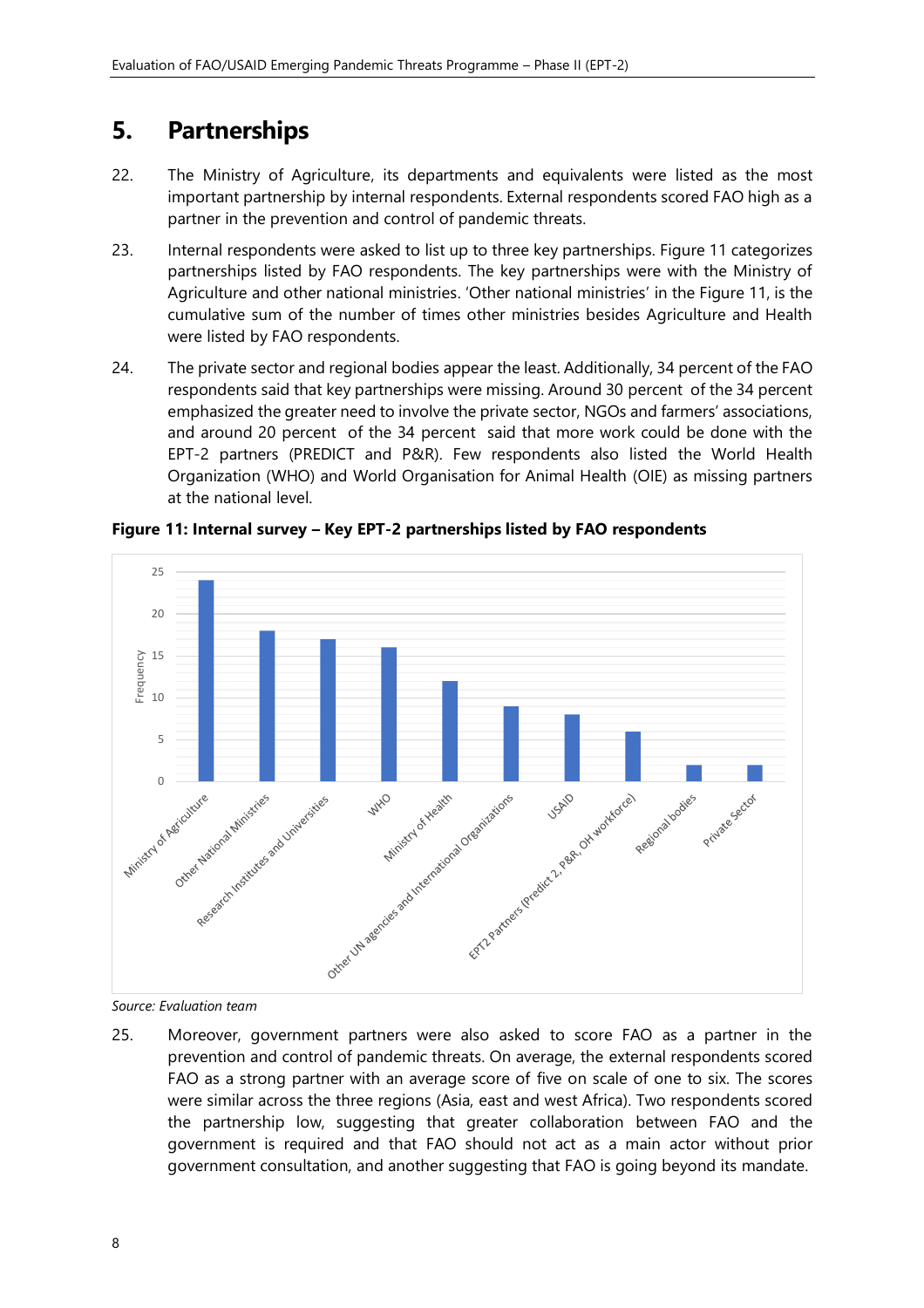# 5. Partnerships

22. The Ministry of Agriculture, its departments and equivalents were listed as the most important partnership by internal respondents. External respondents scored FAO high as a partner in the prevention and control of pandemic threats.

23. Internal respondents were asked to list up to three key partnerships. Figure 11 categorizes partnerships listed by FAO respondents. The key partnerships were with the Ministry of Agriculture and other national ministries. 'Other national ministries' in the Figure 11, is the cumulative sum of the number of times other ministries besides Agriculture and Health were listed by FAO respondents.

24. The private sector and regional bodies appear the least. Additionally, 34 percent of the FAO respondents said that key partnerships were missing. Around 30 percent of the 34 percent emphasized the greater need to involve the private sector, NGOs and farmers' associations, and around 20 percent of the 34 percent said that more work could be done with the EPT-2 partners (PREDICT and P&R). Few respondents also listed the World Health Organization (WHO) and World Organisation for Animal Health (OIE) as missing partners at the national level.

**Figure 11: Internal survey – Key EPT-2 partnerships listed by FAO respondents**

*Source: Evaluation team*

25. Moreover, government partners were also asked to score FAO as a partner in the prevention and control of pandemic threats. On average, the external respondents scored FAO as a strong partner with an average score of five on scale of one to six. The scores were similar across the three regions (Asia, east and west Africa). Two respondents scored the partnership low, suggesting that greater collaboration between FAO and the government is required and that FAO should not act as a main actor without prior government consultation, and another suggesting that FAO is going beyond its mandate.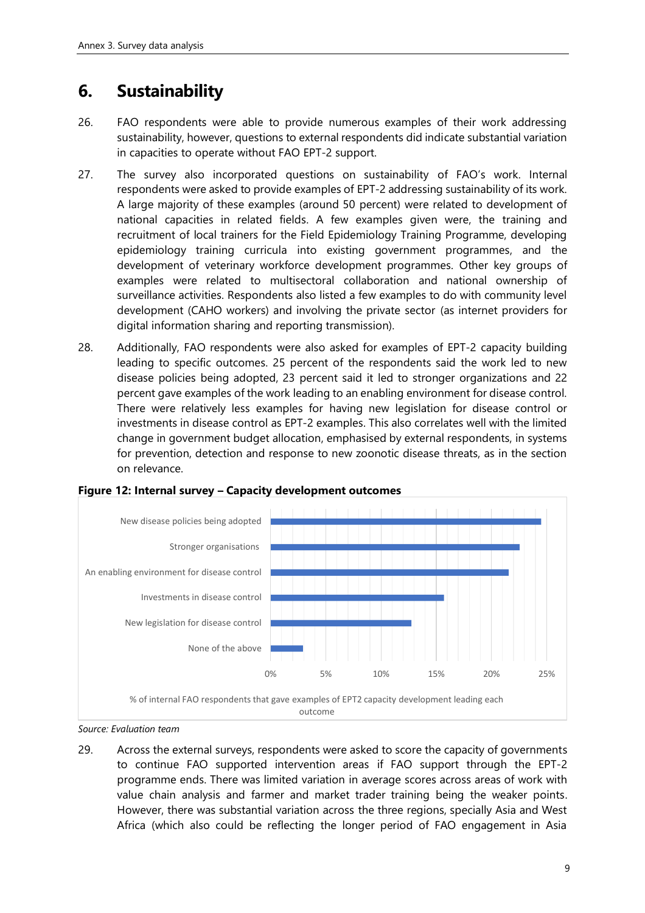## 6. Sustainability

26. FAO respondents were able to provide numerous examples of their work addressing sustainability, however, questions to external respondents did indicate substantial variation in capacities to operate without FAO EPT-2 support.

27. The survey also incorporated questions on sustainability of FAO's work. Internal respondents were asked to provide examples of EPT-2 addressing sustainability of its work. A large majority of these examples (around 50 percent) were related to development of national capacities in related fields. A few examples given were, the training and recruitment of local trainers for the Field Epidemiology Training Programme, developing epidemiology training curricula into existing government programmes, and the development of veterinary workforce development programmes. Other key groups of examples were related to multisectoral collaboration and national ownership of surveillance activities. Respondents also listed a few examples to do with community level development (CAHO workers) and involving the private sector (as internet providers for digital information sharing and reporting transmission).

28. Additionally, FAO respondents were also asked for examples of EPT-2 capacity building leading to specific outcomes. 25 percent of the respondents said the work led to new disease policies being adopted, 23 percent said it led to stronger organizations and 22 percent gave examples of the work leading to an enabling environment for disease control. There were relatively less examples for having new legislation for disease control or investments in disease control as EPT-2 examples. This also correlates well with the limited change in government budget allocation, emphasised by external respondents, in systems for prevention, detection and response to new zoonotic disease threats, as in the section on relevance.

**Figure 12: Internal survey – Capacity development outcomes**

| Outcome | % of internal FAO respondents that gave examples of EPT2 capacity development leading each outcome |
|---|---|
| New disease policies being adopted | ~25% |
| Stronger organisations | ~23% |
| An enabling environment for disease control | ~22% |
| Investments in disease control | ~16% |
| New legislation for disease control | ~13% |
| None of the above | ~3% |

*Source: Evaluation team*

29. Across the external surveys, respondents were asked to score the capacity of governments to continue FAO supported intervention areas if FAO support through the EPT-2 programme ends. There was limited variation in average scores across areas of work with value chain analysis and farmer and market trader training being the weaker points. However, there was substantial variation across the three regions, specially Asia and West Africa (which also could be reflecting the longer period of FAO engagement in Asia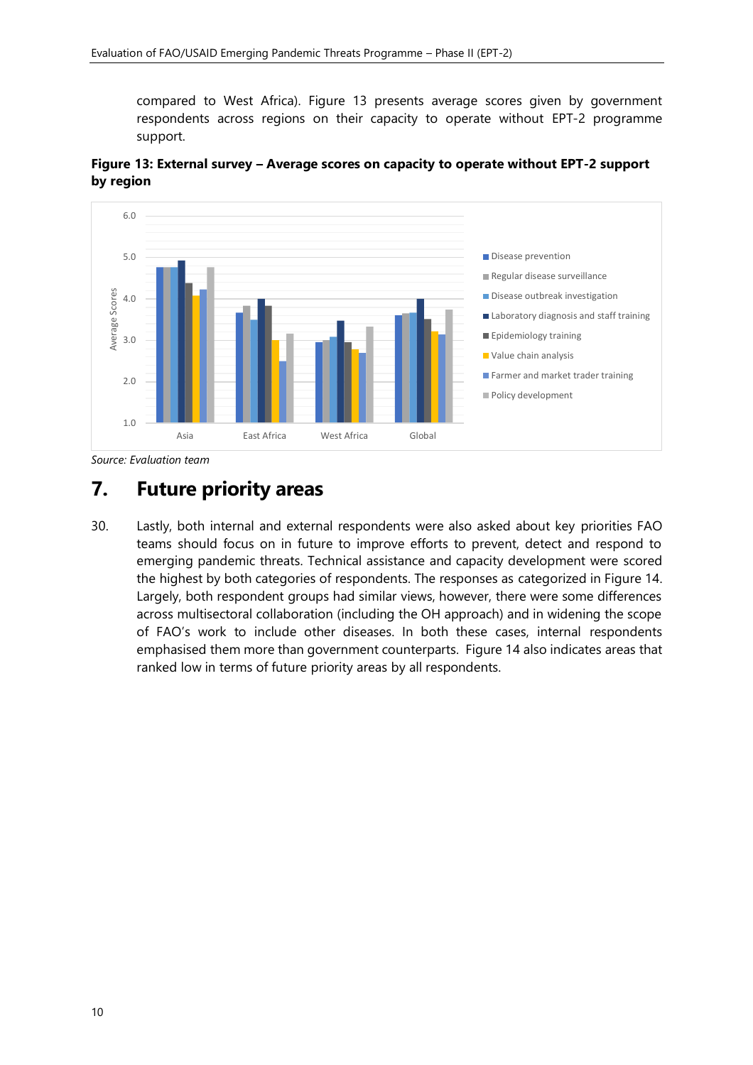compared to West Africa). Figure 13 presents average scores given by government respondents across regions on their capacity to operate without EPT-2 programme support.

**Figure 13: External survey – Average scores on capacity to operate without EPT-2 support by region**

*Source: Evaluation team*

# 7. Future priority areas

30. Lastly, both internal and external respondents were also asked about key priorities FAO teams should focus on in future to improve efforts to prevent, detect and respond to emerging pandemic threats. Technical assistance and capacity development were scored the highest by both categories of respondents. The responses as categorized in Figure 14. Largely, both respondent groups had similar views, however, there were some differences across multisectoral collaboration (including the OH approach) and in widening the scope of FAO's work to include other diseases. In both these cases, internal respondents emphasised them more than government counterparts. Figure 14 also indicates areas that ranked low in terms of future priority areas by all respondents.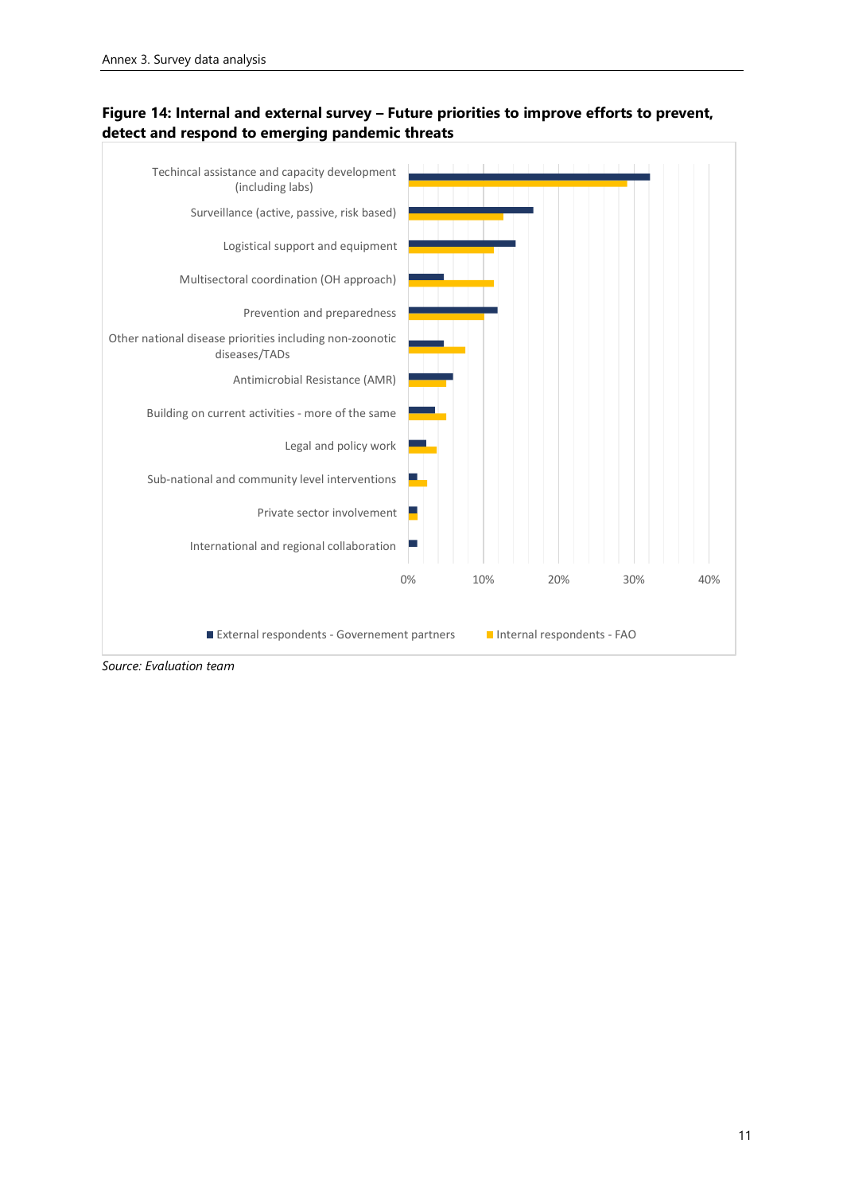**Figure 14: Internal and external survey – Future priorities to improve efforts to prevent, detect and respond to emerging pandemic threats**

Techincal assistance and capacity development (including labs)

Surveillance (active, passive, risk based)

Logistical support and equipment

Multisectoral coordination (OH approach)

Prevention and preparedness

Other national disease priorities including non-zoonotic diseases/TADs

Antimicrobial Resistance (AMR)

Building on current activities - more of the same

Legal and policy work

Sub-national and community level interventions

Private sector involvement

International and regional collaboration

0% 10% 20% 30% 40%

External respondents - Governement partners | Internal respondents - FAO

*Source: Evaluation team*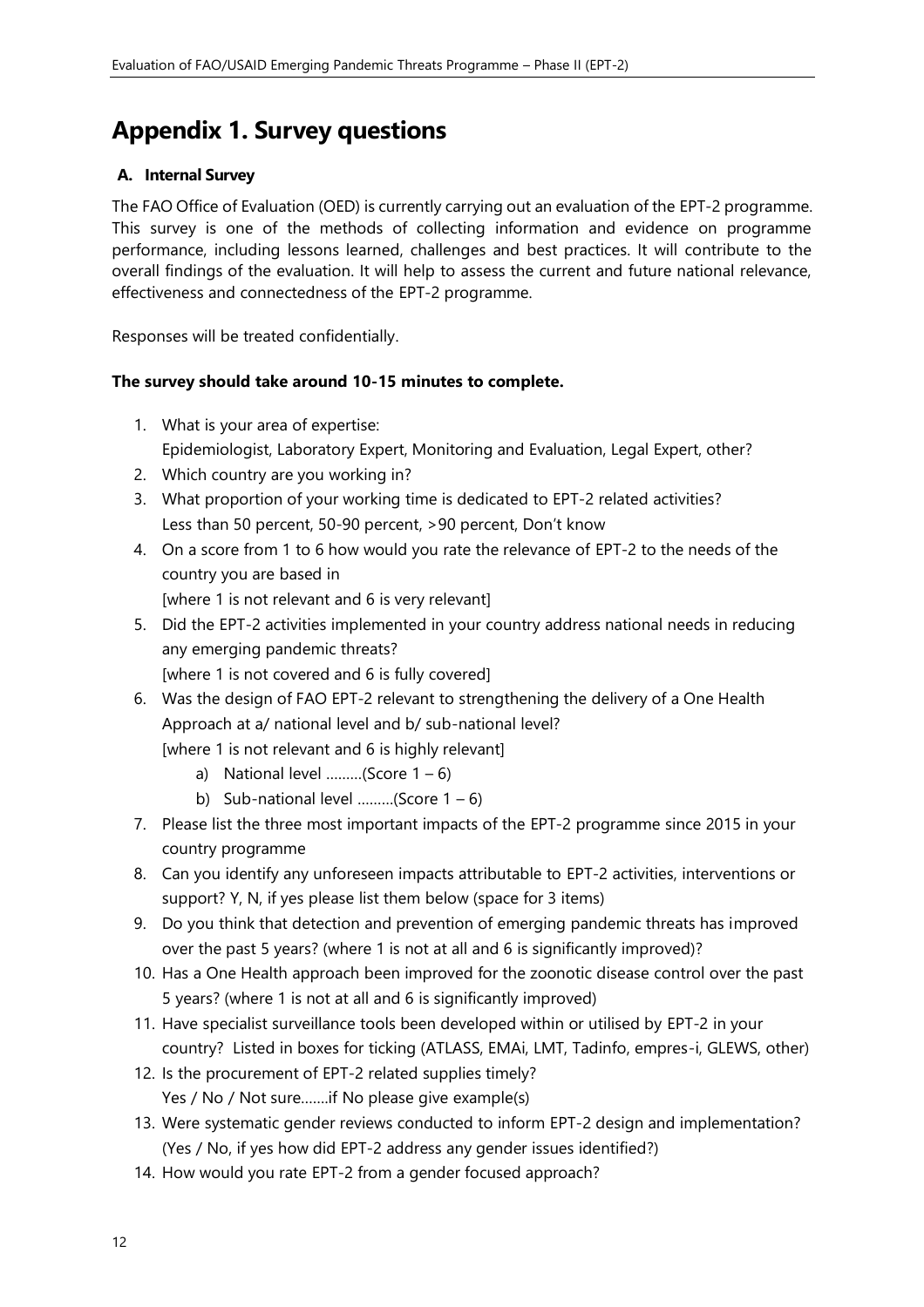# Appendix 1. Survey questions

## A. Internal Survey

The FAO Office of Evaluation (OED) is currently carrying out an evaluation of the EPT-2 programme. This survey is one of the methods of collecting information and evidence on programme performance, including lessons learned, challenges and best practices. It will contribute to the overall findings of the evaluation. It will help to assess the current and future national relevance, effectiveness and connectedness of the EPT-2 programme.

Responses will be treated confidentially.

**The survey should take around 10-15 minutes to complete.**

1. What is your area of expertise:
   Epidemiologist, Laboratory Expert, Monitoring and Evaluation, Legal Expert, other?
2. Which country are you working in?
3. What proportion of your working time is dedicated to EPT-2 related activities?
   Less than 50 percent, 50-90 percent, >90 percent, Don't know
4. On a score from 1 to 6 how would you rate the relevance of EPT-2 to the needs of the country you are based in
   [where 1 is not relevant and 6 is very relevant]
5. Did the EPT-2 activities implemented in your country address national needs in reducing any emerging pandemic threats?
   [where 1 is not covered and 6 is fully covered]
6. Was the design of FAO EPT-2 relevant to strengthening the delivery of a One Health Approach at a/ national level and b/ sub-national level?
   [where 1 is not relevant and 6 is highly relevant]
   a) National level .........(Score 1 – 6)
   b) Sub-national level .........(Score 1 – 6)
7. Please list the three most important impacts of the EPT-2 programme since 2015 in your country programme
8. Can you identify any unforeseen impacts attributable to EPT-2 activities, interventions or support? Y, N, if yes please list them below (space for 3 items)
9. Do you think that detection and prevention of emerging pandemic threats has improved over the past 5 years? (where 1 is not at all and 6 is significantly improved)?
10. Has a One Health approach been improved for the zoonotic disease control over the past 5 years? (where 1 is not at all and 6 is significantly improved)
11. Have specialist surveillance tools been developed within or utilised by EPT-2 in your country? Listed in boxes for ticking (ATLASS, EMAi, LMT, Tadinfo, empres-i, GLEWS, other)
12. Is the procurement of EPT-2 related supplies timely?
    Yes / No / Not sure.......if No please give example(s)
13. Were systematic gender reviews conducted to inform EPT-2 design and implementation? (Yes / No, if yes how did EPT-2 address any gender issues identified?)
14. How would you rate EPT-2 from a gender focused approach?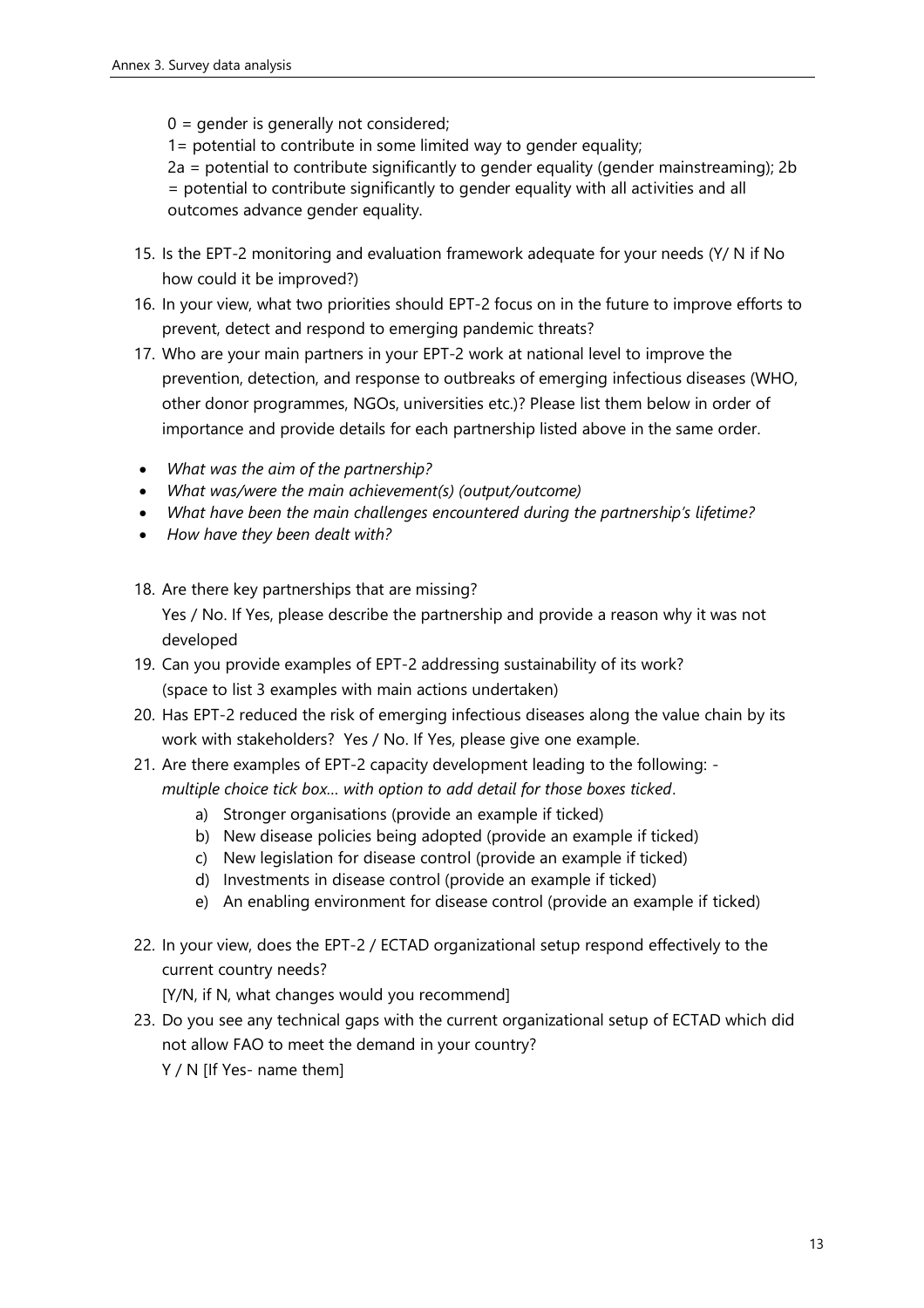0 = gender is generally not considered;

1= potential to contribute in some limited way to gender equality;

2a = potential to contribute significantly to gender equality (gender mainstreaming); 2b = potential to contribute significantly to gender equality with all activities and all outcomes advance gender equality.

15. Is the EPT-2 monitoring and evaluation framework adequate for your needs (Y/ N if No how could it be improved?)
16. In your view, what two priorities should EPT-2 focus on in the future to improve efforts to prevent, detect and respond to emerging pandemic threats?
17. Who are your main partners in your EPT-2 work at national level to improve the prevention, detection, and response to outbreaks of emerging infectious diseases (WHO, other donor programmes, NGOs, universities etc.)? Please list them below in order of importance and provide details for each partnership listed above in the same order.

- *What was the aim of the partnership?*
- *What was/were the main achievement(s) (output/outcome)*
- *What have been the main challenges encountered during the partnership's lifetime?*
- *How have they been dealt with?*

18. Are there key partnerships that are missing?
    Yes / No. If Yes, please describe the partnership and provide a reason why it was not developed
19. Can you provide examples of EPT-2 addressing sustainability of its work?
    (space to list 3 examples with main actions undertaken)
20. Has EPT-2 reduced the risk of emerging infectious diseases along the value chain by its work with stakeholders? Yes / No. If Yes, please give one example.
21. Are there examples of EPT-2 capacity development leading to the following: - *multiple choice tick box… with option to add detail for those boxes ticked*.
    a) Stronger organisations (provide an example if ticked)
    b) New disease policies being adopted (provide an example if ticked)
    c) New legislation for disease control (provide an example if ticked)
    d) Investments in disease control (provide an example if ticked)
    e) An enabling environment for disease control (provide an example if ticked)
22. In your view, does the EPT-2 / ECTAD organizational setup respond effectively to the current country needs?
    [Y/N, if N, what changes would you recommend]
23. Do you see any technical gaps with the current organizational setup of ECTAD which did not allow FAO to meet the demand in your country?
    Y / N [If Yes- name them]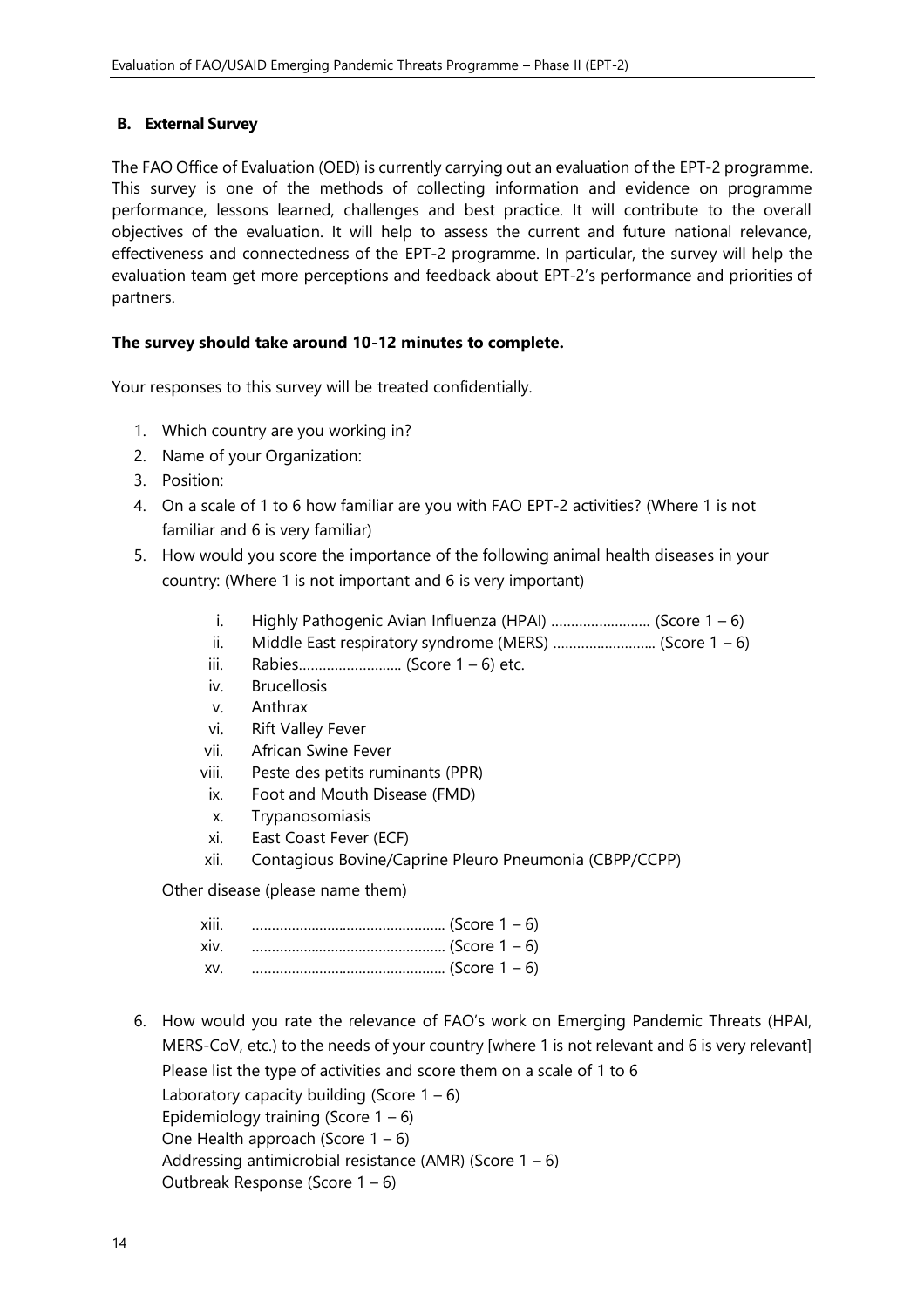### B. External Survey

The FAO Office of Evaluation (OED) is currently carrying out an evaluation of the EPT-2 programme. This survey is one of the methods of collecting information and evidence on programme performance, lessons learned, challenges and best practice. It will contribute to the overall objectives of the evaluation. It will help to assess the current and future national relevance, effectiveness and connectedness of the EPT-2 programme. In particular, the survey will help the evaluation team get more perceptions and feedback about EPT-2's performance and priorities of partners.

**The survey should take around 10-12 minutes to complete.**

Your responses to this survey will be treated confidentially.

1. Which country are you working in?
2. Name of your Organization:
3. Position:
4. On a scale of 1 to 6 how familiar are you with FAO EPT-2 activities? (Where 1 is not familiar and 6 is very familiar)
5. How would you score the importance of the following animal health diseases in your country: (Where 1 is not important and 6 is very important)

   i. Highly Pathogenic Avian Influenza (HPAI) ……………………. (Score 1 – 6)
   ii. Middle East respiratory syndrome (MERS) …………………….. (Score 1 – 6)
   iii. Rabies…………………….. (Score 1 – 6) etc.
   iv. Brucellosis
   v. Anthrax
   vi. Rift Valley Fever
   vii. African Swine Fever
   viii. Peste des petits ruminants (PPR)
   ix. Foot and Mouth Disease (FMD)
   x. Trypanosomiasis
   xi. East Coast Fever (ECF)
   xii. Contagious Bovine/Caprine Pleuro Pneumonia (CBPP/CCPP)

   Other disease (please name them)

   xiii. ………………………………………… (Score 1 – 6)
   xiv. ………………………………………… (Score 1 – 6)
   xv. ………………………………………… (Score 1 – 6)

6. How would you rate the relevance of FAO's work on Emerging Pandemic Threats (HPAI, MERS-CoV, etc.) to the needs of your country [where 1 is not relevant and 6 is very relevant]
   Please list the type of activities and score them on a scale of 1 to 6
   Laboratory capacity building (Score 1 – 6)
   Epidemiology training (Score 1 – 6)
   One Health approach (Score 1 – 6)
   Addressing antimicrobial resistance (AMR) (Score 1 – 6)
   Outbreak Response (Score 1 – 6)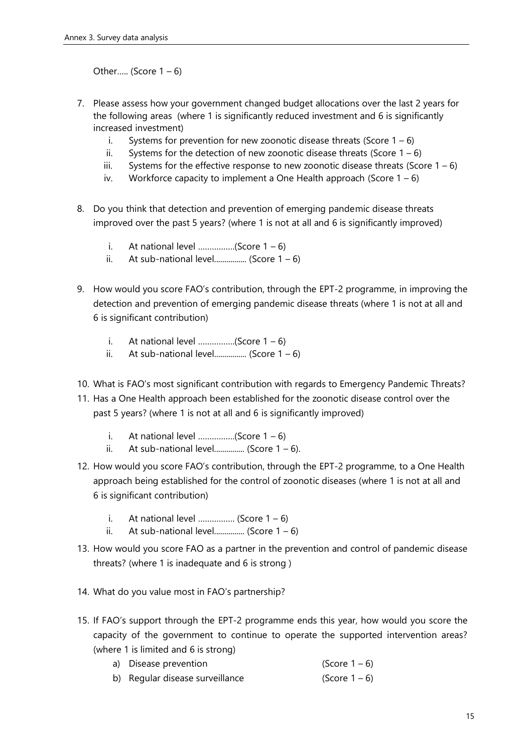Other….. (Score 1 – 6)

7. Please assess how your government changed budget allocations over the last 2 years for the following areas (where 1 is significantly reduced investment and 6 is significantly increased investment)
    i. Systems for prevention for new zoonotic disease threats (Score 1 – 6)
    ii. Systems for the detection of new zoonotic disease threats (Score 1 – 6)
    iii. Systems for the effective response to new zoonotic disease threats (Score 1 – 6)
    iv. Workforce capacity to implement a One Health approach (Score 1 – 6)

8. Do you think that detection and prevention of emerging pandemic disease threats improved over the past 5 years? (where 1 is not at all and 6 is significantly improved)
    i. At national level …………….(Score 1 – 6)
    ii. At sub-national level................ (Score 1 – 6)

9. How would you score FAO's contribution, through the EPT-2 programme, in improving the detection and prevention of emerging pandemic disease threats (where 1 is not at all and 6 is significant contribution)
    i. At national level …………….(Score 1 – 6)
    ii. At sub-national level................ (Score 1 – 6)

10. What is FAO's most significant contribution with regards to Emergency Pandemic Threats?

11. Has a One Health approach been established for the zoonotic disease control over the past 5 years? (where 1 is not at all and 6 is significantly improved)
    i. At national level …………….(Score 1 – 6)
    ii. At sub-national level............... (Score 1 – 6).

12. How would you score FAO's contribution, through the EPT-2 programme, to a One Health approach being established for the control of zoonotic diseases (where 1 is not at all and 6 is significant contribution)
    i. At national level ……………. (Score 1 – 6)
    ii. At sub-national level............... (Score 1 – 6)

13. How would you score FAO as a partner in the prevention and control of pandemic disease threats? (where 1 is inadequate and 6 is strong )

14. What do you value most in FAO's partnership?

15. If FAO's support through the EPT-2 programme ends this year, how would you score the capacity of the government to continue to operate the supported intervention areas? (where 1 is limited and 6 is strong)
    a) Disease prevention (Score 1 – 6)
    b) Regular disease surveillance (Score 1 – 6)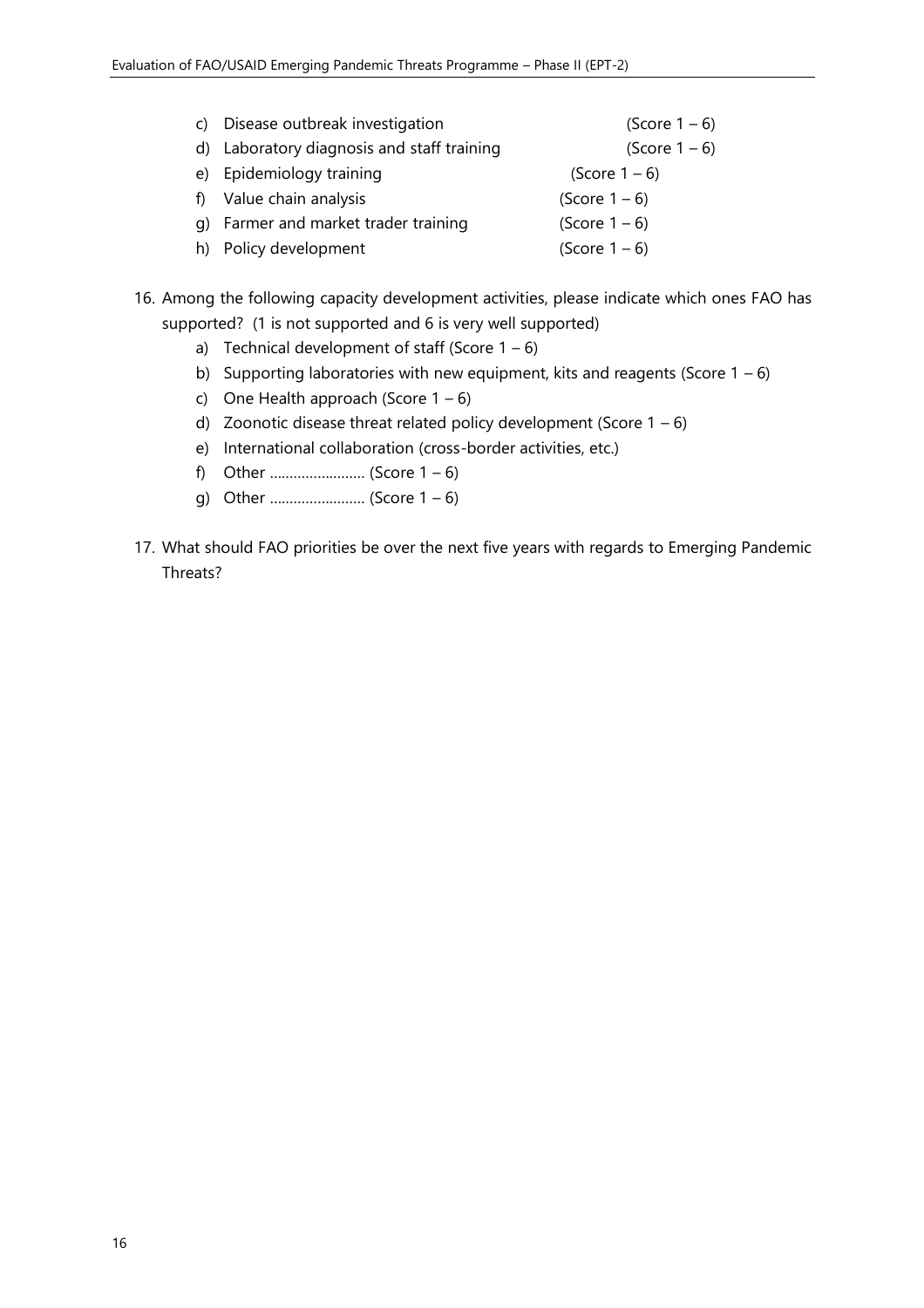c) Disease outbreak investigation (Score 1 – 6)
d) Laboratory diagnosis and staff training (Score 1 – 6)
e) Epidemiology training (Score 1 – 6)
f) Value chain analysis (Score 1 – 6)
g) Farmer and market trader training (Score 1 – 6)
h) Policy development (Score 1 – 6)

16. Among the following capacity development activities, please indicate which ones FAO has supported? (1 is not supported and 6 is very well supported)
    a) Technical development of staff (Score 1 – 6)
    b) Supporting laboratories with new equipment, kits and reagents (Score 1 – 6)
    c) One Health approach (Score 1 – 6)
    d) Zoonotic disease threat related policy development (Score 1 – 6)
    e) International collaboration (cross-border activities, etc.)
    f) Other …………………… (Score 1 – 6)
    g) Other …………………… (Score 1 – 6)

17. What should FAO priorities be over the next five years with regards to Emerging Pandemic Threats?